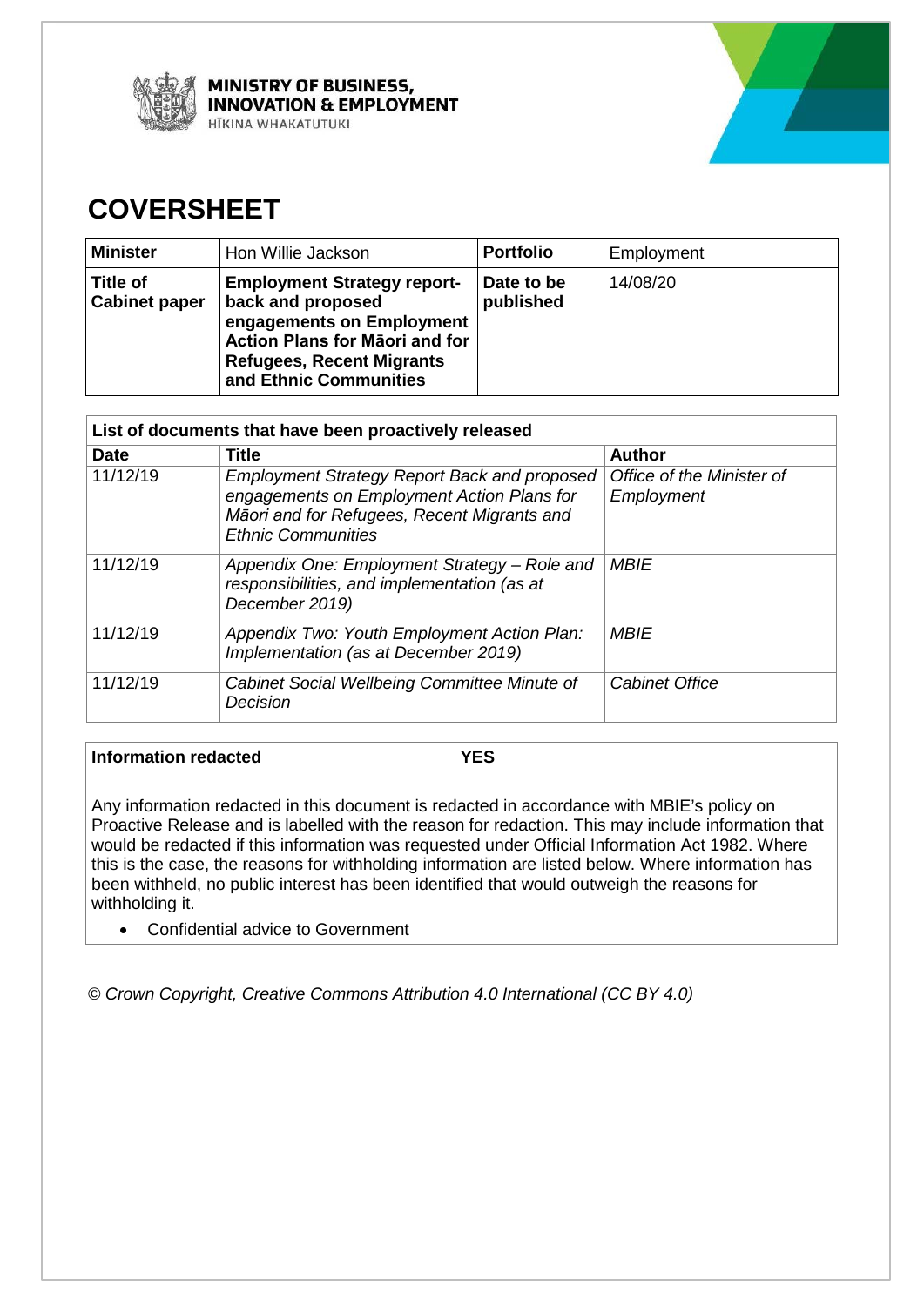**MINISTRY OF BUSINESS, INNOVATION & EMPLOYMENT**
HĪKINA WHAKATUTUKI

# COVERSHEET

| **Minister** | Hon Willie Jackson | **Portfolio** | Employment |
|---|---|---|---|
| **Title of Cabinet paper** | **Employment Strategy report-back and proposed engagements on Employment Action Plans for Māori and for Refugees, Recent Migrants and Ethnic Communities** | **Date to be published** | 14/08/20 |

| **List of documents that have been proactively released** | | |
|---|---|---|
| **Date** | **Title** | **Author** |
| 11/12/19 | *Employment Strategy Report Back and proposed engagements on Employment Action Plans for Māori and for Refugees, Recent Migrants and Ethnic Communities* | *Office of the Minister of Employment* |
| 11/12/19 | *Appendix One: Employment Strategy – Role and responsibilities, and implementation (as at December 2019)* | *MBIE* |
| 11/12/19 | *Appendix Two: Youth Employment Action Plan: Implementation (as at December 2019)* | *MBIE* |
| 11/12/19 | *Cabinet Social Wellbeing Committee Minute of Decision* | *Cabinet Office* |

**Information redacted** **YES**

Any information redacted in this document is redacted in accordance with MBIE's policy on Proactive Release and is labelled with the reason for redaction. This may include information that would be redacted if this information was requested under Official Information Act 1982. Where this is the case, the reasons for withholding information are listed below. Where information has been withheld, no public interest has been identified that would outweigh the reasons for withholding it.

- Confidential advice to Government

*© Crown Copyright, Creative Commons Attribution 4.0 International (CC BY 4.0)*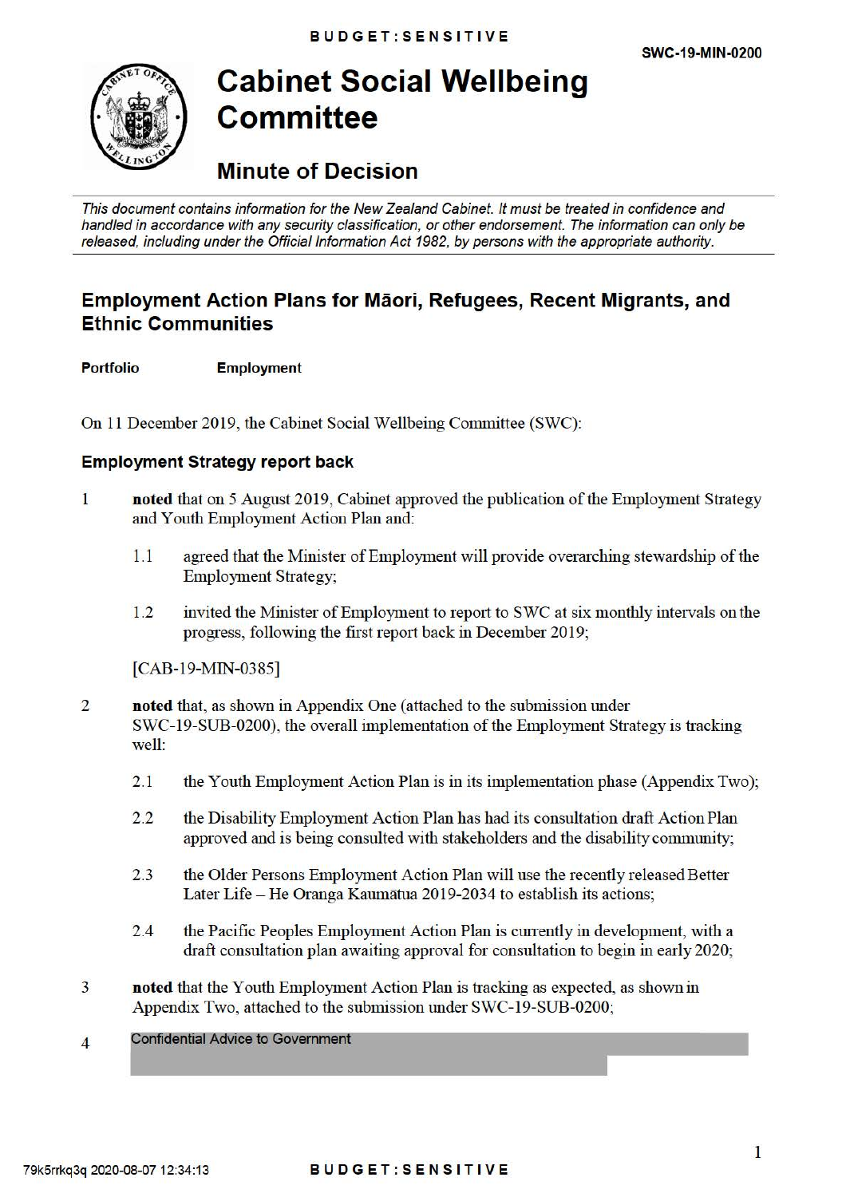# Cabinet Social Wellbeing Committee

## Minute of Decision

*This document contains information for the New Zealand Cabinet. It must be treated in confidence and handled in accordance with any security classification, or other endorsement. The information can only be released, including under the Official Information Act 1982, by persons with the appropriate authority.*

## Employment Action Plans for Māori, Refugees, Recent Migrants, and Ethnic Communities

**Portfolio** **Employment**

On 11 December 2019, the Cabinet Social Wellbeing Committee (SWC):

### Employment Strategy report back

1. **noted** that on 5 August 2019, Cabinet approved the publication of the Employment Strategy and Youth Employment Action Plan and:

   1.1 agreed that the Minister of Employment will provide overarching stewardship of the Employment Strategy;

   1.2 invited the Minister of Employment to report to SWC at six monthly intervals on the progress, following the first report back in December 2019;

   [CAB-19-MIN-0385]

2. **noted** that, as shown in Appendix One (attached to the submission under SWC-19-SUB-0200), the overall implementation of the Employment Strategy is tracking well:

   2.1 the Youth Employment Action Plan is in its implementation phase (Appendix Two);

   2.2 the Disability Employment Action Plan has had its consultation draft Action Plan approved and is being consulted with stakeholders and the disability community;

   2.3 the Older Persons Employment Action Plan will use the recently released Better Later Life – He Oranga Kaumātua 2019-2034 to establish its actions;

   2.4 the Pacific Peoples Employment Action Plan is currently in development, with a draft consultation plan awaiting approval for consultation to begin in early 2020;

3. **noted** that the Youth Employment Action Plan is tracking as expected, as shown in Appendix Two, attached to the submission under SWC-19-SUB-0200;

4. Confidential Advice to Government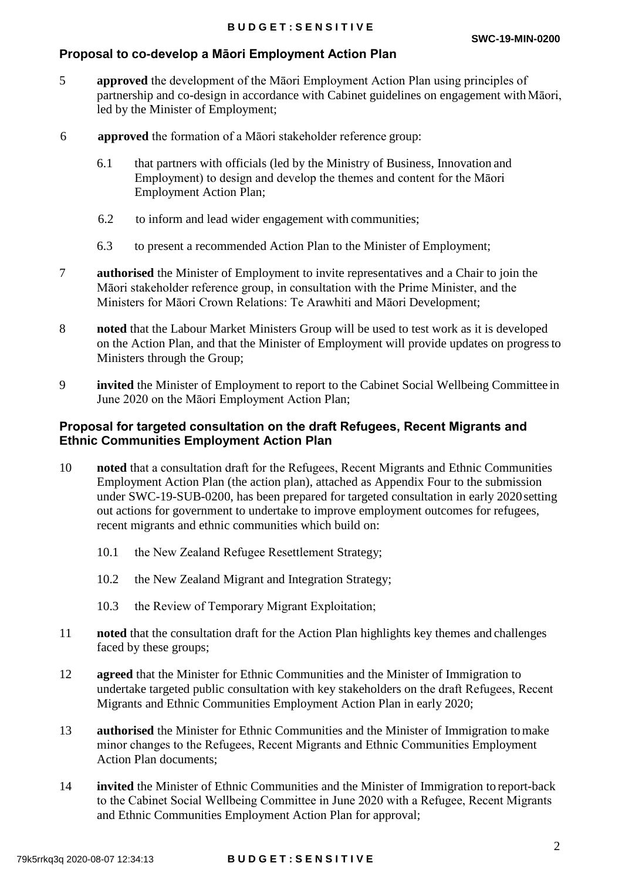## Proposal to co-develop a Māori Employment Action Plan

5 **approved** the development of the Māori Employment Action Plan using principles of partnership and co-design in accordance with Cabinet guidelines on engagement with Māori, led by the Minister of Employment;

6 **approved** the formation of a Māori stakeholder reference group:

  6.1 that partners with officials (led by the Ministry of Business, Innovation and Employment) to design and develop the themes and content for the Māori Employment Action Plan;

  6.2 to inform and lead wider engagement with communities;

  6.3 to present a recommended Action Plan to the Minister of Employment;

7 **authorised** the Minister of Employment to invite representatives and a Chair to join the Māori stakeholder reference group, in consultation with the Prime Minister, and the Ministers for Māori Crown Relations: Te Arawhiti and Māori Development;

8 **noted** that the Labour Market Ministers Group will be used to test work as it is developed on the Action Plan, and that the Minister of Employment will provide updates on progress to Ministers through the Group;

9 **invited** the Minister of Employment to report to the Cabinet Social Wellbeing Committee in June 2020 on the Māori Employment Action Plan;

## Proposal for targeted consultation on the draft Refugees, Recent Migrants and Ethnic Communities Employment Action Plan

10 **noted** that a consultation draft for the Refugees, Recent Migrants and Ethnic Communities Employment Action Plan (the action plan), attached as Appendix Four to the submission under SWC-19-SUB-0200, has been prepared for targeted consultation in early 2020 setting out actions for government to undertake to improve employment outcomes for refugees, recent migrants and ethnic communities which build on:

  10.1 the New Zealand Refugee Resettlement Strategy;

  10.2 the New Zealand Migrant and Integration Strategy;

  10.3 the Review of Temporary Migrant Exploitation;

11 **noted** that the consultation draft for the Action Plan highlights key themes and challenges faced by these groups;

12 **agreed** that the Minister for Ethnic Communities and the Minister of Immigration to undertake targeted public consultation with key stakeholders on the draft Refugees, Recent Migrants and Ethnic Communities Employment Action Plan in early 2020;

13 **authorised** the Minister for Ethnic Communities and the Minister of Immigration to make minor changes to the Refugees, Recent Migrants and Ethnic Communities Employment Action Plan documents;

14 **invited** the Minister of Ethnic Communities and the Minister of Immigration to report-back to the Cabinet Social Wellbeing Committee in June 2020 with a Refugee, Recent Migrants and Ethnic Communities Employment Action Plan for approval;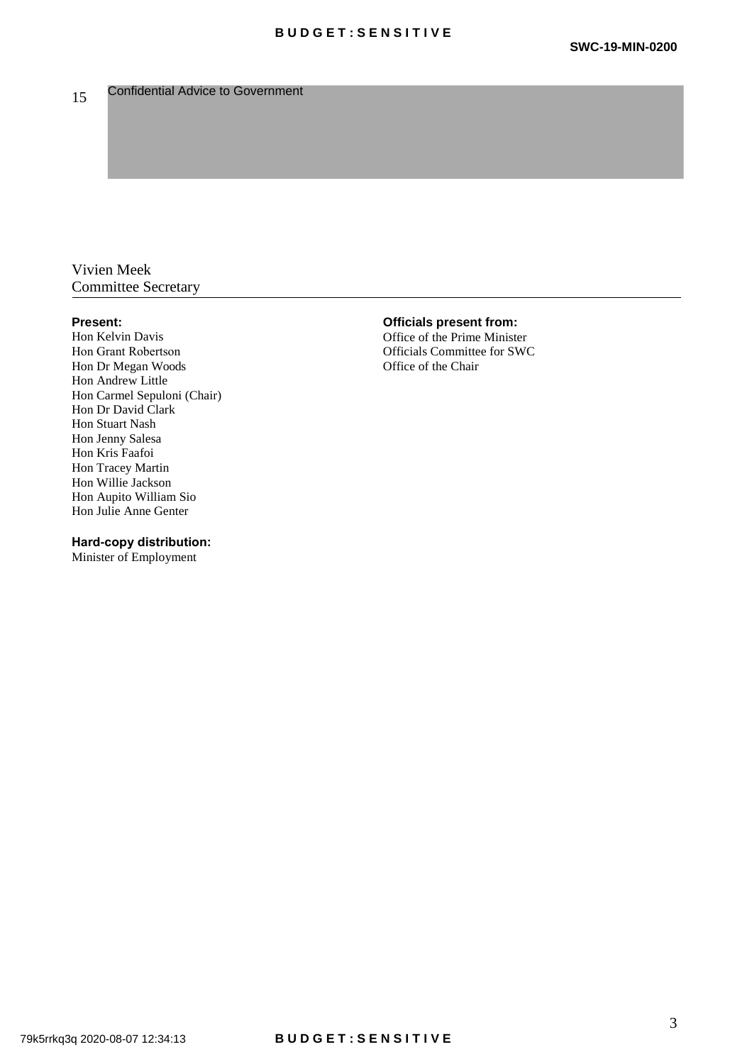15 Confidential Advice to Government

Vivien Meek
Committee Secretary

**Present:**

Hon Kelvin Davis
Hon Grant Robertson
Hon Dr Megan Woods
Hon Andrew Little
Hon Carmel Sepuloni (Chair)
Hon Dr David Clark
Hon Stuart Nash
Hon Jenny Salesa
Hon Kris Faafoi
Hon Tracey Martin
Hon Willie Jackson
Hon Aupito William Sio
Hon Julie Anne Genter

**Officials present from:**

Office of the Prime Minister
Officials Committee for SWC
Office of the Chair

**Hard-copy distribution:**

Minister of Employment